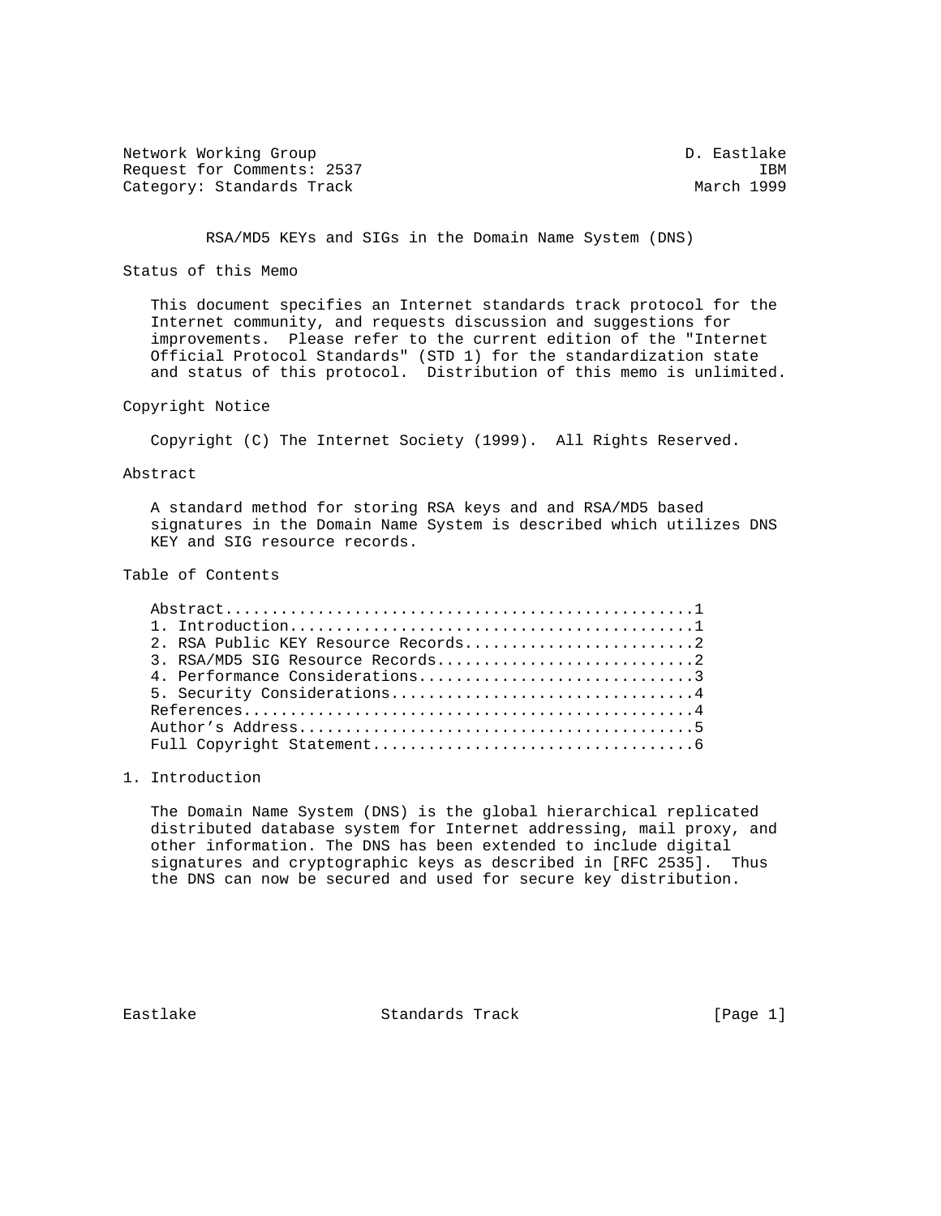Network Working Group D. Eastlake
Request for Comments: 2537 IBM
Category: Standards Track March 1999

# RSA/MD5 KEYs and SIGs in the Domain Name System (DNS)

## Status of this Memo

This document specifies an Internet standards track protocol for the Internet community, and requests discussion and suggestions for improvements. Please refer to the current edition of the "Internet Official Protocol Standards" (STD 1) for the standardization state and status of this protocol. Distribution of this memo is unlimited.

## Copyright Notice

Copyright (C) The Internet Society (1999). All Rights Reserved.

## Abstract

A standard method for storing RSA keys and and RSA/MD5 based signatures in the Domain Name System is described which utilizes DNS KEY and SIG resource records.

## Table of Contents

```
Abstract...................................................1
1. Introduction............................................1
2. RSA Public KEY Resource Records.........................2
3. RSA/MD5 SIG Resource Records............................2
4. Performance Considerations..............................3
5. Security Considerations.................................4
References.................................................4
Author's Address...........................................5
Full Copyright Statement...................................6
```

## 1. Introduction

The Domain Name System (DNS) is the global hierarchical replicated distributed database system for Internet addressing, mail proxy, and other information. The DNS has been extended to include digital signatures and cryptographic keys as described in [RFC 2535]. Thus the DNS can now be secured and used for secure key distribution.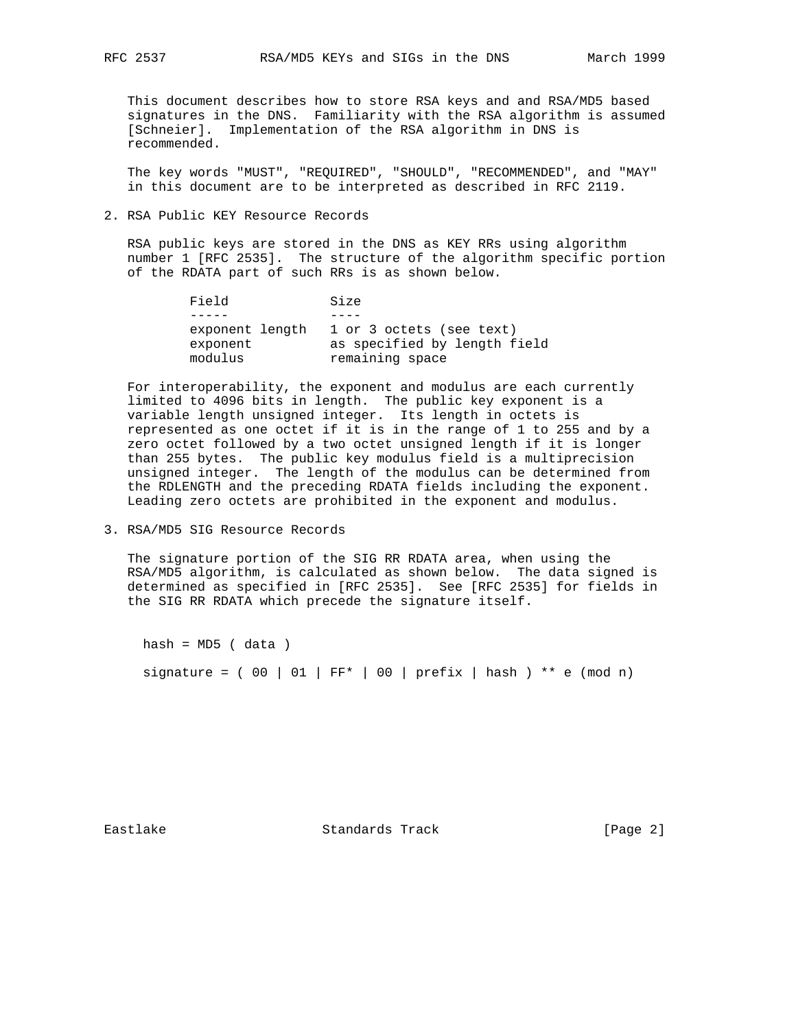This document describes how to store RSA keys and and RSA/MD5 based signatures in the DNS. Familiarity with the RSA algorithm is assumed [Schneier]. Implementation of the RSA algorithm in DNS is recommended.

The key words "MUST", "REQUIRED", "SHOULD", "RECOMMENDED", and "MAY" in this document are to be interpreted as described in RFC 2119.

## 2. RSA Public KEY Resource Records

RSA public keys are stored in the DNS as KEY RRs using algorithm number 1 [RFC 2535]. The structure of the algorithm specific portion of the RDATA part of such RRs is as shown below.

| Field | Size |
| --- | --- |
| exponent length | 1 or 3 octets (see text) |
| exponent | as specified by length field |
| modulus | remaining space |

For interoperability, the exponent and modulus are each currently limited to 4096 bits in length. The public key exponent is a variable length unsigned integer. Its length in octets is represented as one octet if it is in the range of 1 to 255 and by a zero octet followed by a two octet unsigned length if it is longer than 255 bytes. The public key modulus field is a multiprecision unsigned integer. The length of the modulus can be determined from the RDLENGTH and the preceding RDATA fields including the exponent. Leading zero octets are prohibited in the exponent and modulus.

## 3. RSA/MD5 SIG Resource Records

The signature portion of the SIG RR RDATA area, when using the RSA/MD5 algorithm, is calculated as shown below. The data signed is determined as specified in [RFC 2535]. See [RFC 2535] for fields in the SIG RR RDATA which precede the signature itself.

```
hash = MD5 ( data )

signature = ( 00 | 01 | FF* | 00 | prefix | hash ) ** e (mod n)
```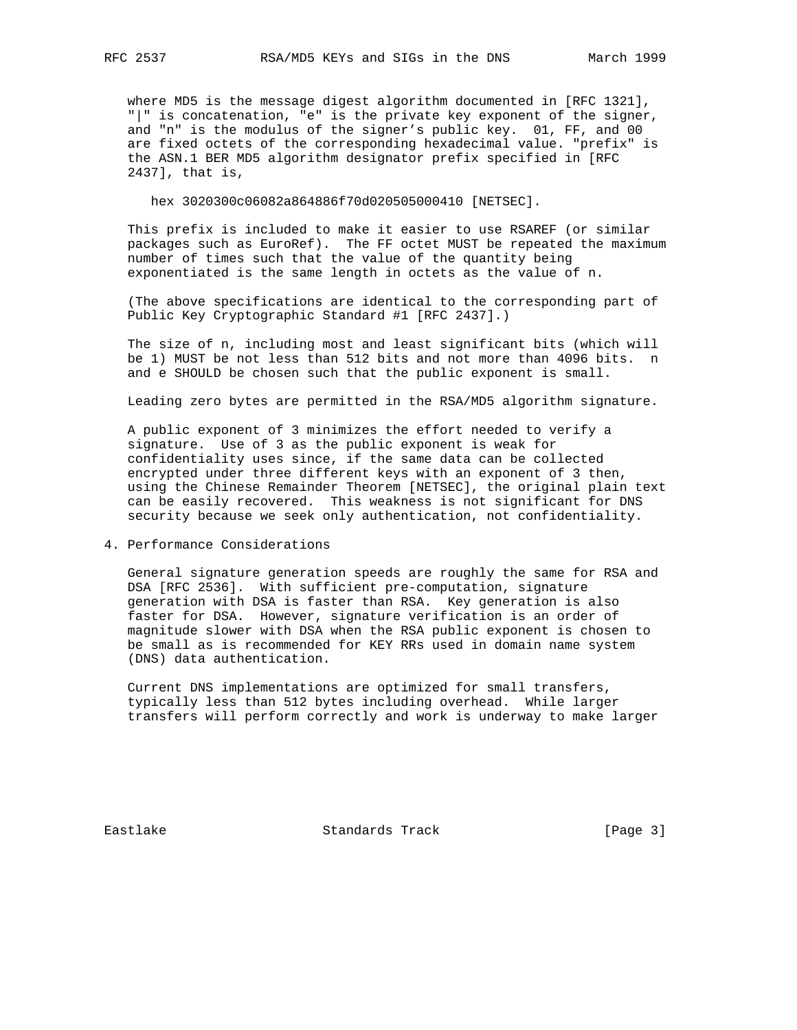where MD5 is the message digest algorithm documented in [RFC 1321], "|" is concatenation, "e" is the private key exponent of the signer, and "n" is the modulus of the signer's public key. 01, FF, and 00 are fixed octets of the corresponding hexadecimal value. "prefix" is the ASN.1 BER MD5 algorithm designator prefix specified in [RFC 2437], that is,

```
hex 3020300c06082a864886f70d020505000410 [NETSEC].
```

This prefix is included to make it easier to use RSAREF (or similar packages such as EuroRef). The FF octet MUST be repeated the maximum number of times such that the value of the quantity being exponentiated is the same length in octets as the value of n.

(The above specifications are identical to the corresponding part of Public Key Cryptographic Standard #1 [RFC 2437].)

The size of n, including most and least significant bits (which will be 1) MUST be not less than 512 bits and not more than 4096 bits. n and e SHOULD be chosen such that the public exponent is small.

Leading zero bytes are permitted in the RSA/MD5 algorithm signature.

A public exponent of 3 minimizes the effort needed to verify a signature. Use of 3 as the public exponent is weak for confidentiality uses since, if the same data can be collected encrypted under three different keys with an exponent of 3 then, using the Chinese Remainder Theorem [NETSEC], the original plain text can be easily recovered. This weakness is not significant for DNS security because we seek only authentication, not confidentiality.

## 4. Performance Considerations

General signature generation speeds are roughly the same for RSA and DSA [RFC 2536]. With sufficient pre-computation, signature generation with DSA is faster than RSA. Key generation is also faster for DSA. However, signature verification is an order of magnitude slower with DSA when the RSA public exponent is chosen to be small as is recommended for KEY RRs used in domain name system (DNS) data authentication.

Current DNS implementations are optimized for small transfers, typically less than 512 bytes including overhead. While larger transfers will perform correctly and work is underway to make larger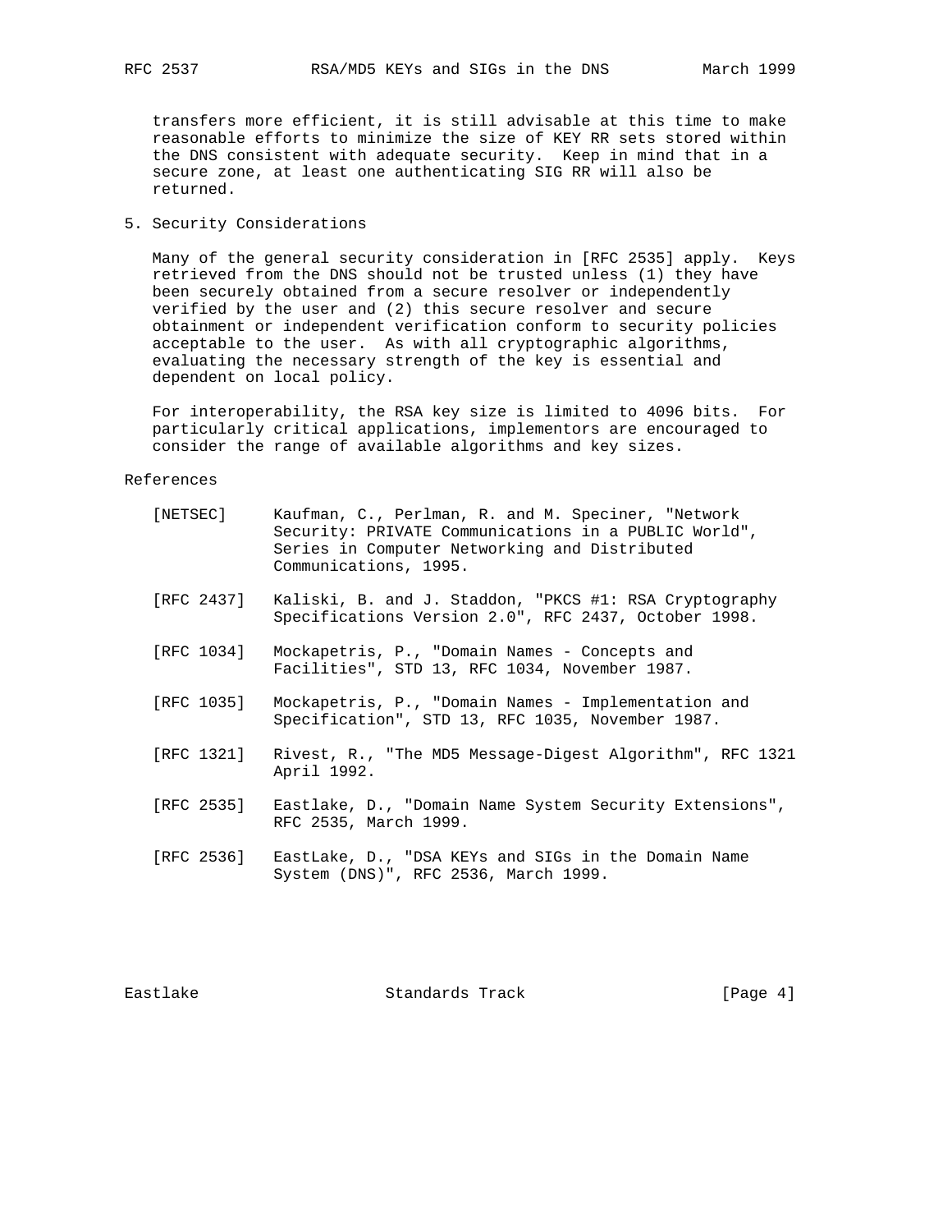transfers more efficient, it is still advisable at this time to make reasonable efforts to minimize the size of KEY RR sets stored within the DNS consistent with adequate security. Keep in mind that in a secure zone, at least one authenticating SIG RR will also be returned.

## 5. Security Considerations

Many of the general security consideration in [RFC 2535] apply. Keys retrieved from the DNS should not be trusted unless (1) they have been securely obtained from a secure resolver or independently verified by the user and (2) this secure resolver and secure obtainment or independent verification conform to security policies acceptable to the user. As with all cryptographic algorithms, evaluating the necessary strength of the key is essential and dependent on local policy.

For interoperability, the RSA key size is limited to 4096 bits. For particularly critical applications, implementors are encouraged to consider the range of available algorithms and key sizes.

## References

[NETSEC] Kaufman, C., Perlman, R. and M. Speciner, "Network Security: PRIVATE Communications in a PUBLIC World", Series in Computer Networking and Distributed Communications, 1995.

[RFC 2437] Kaliski, B. and J. Staddon, "PKCS #1: RSA Cryptography Specifications Version 2.0", RFC 2437, October 1998.

[RFC 1034] Mockapetris, P., "Domain Names - Concepts and Facilities", STD 13, RFC 1034, November 1987.

[RFC 1035] Mockapetris, P., "Domain Names - Implementation and Specification", STD 13, RFC 1035, November 1987.

[RFC 1321] Rivest, R., "The MD5 Message-Digest Algorithm", RFC 1321 April 1992.

[RFC 2535] Eastlake, D., "Domain Name System Security Extensions", RFC 2535, March 1999.

[RFC 2536] EastLake, D., "DSA KEYs and SIGs in the Domain Name System (DNS)", RFC 2536, March 1999.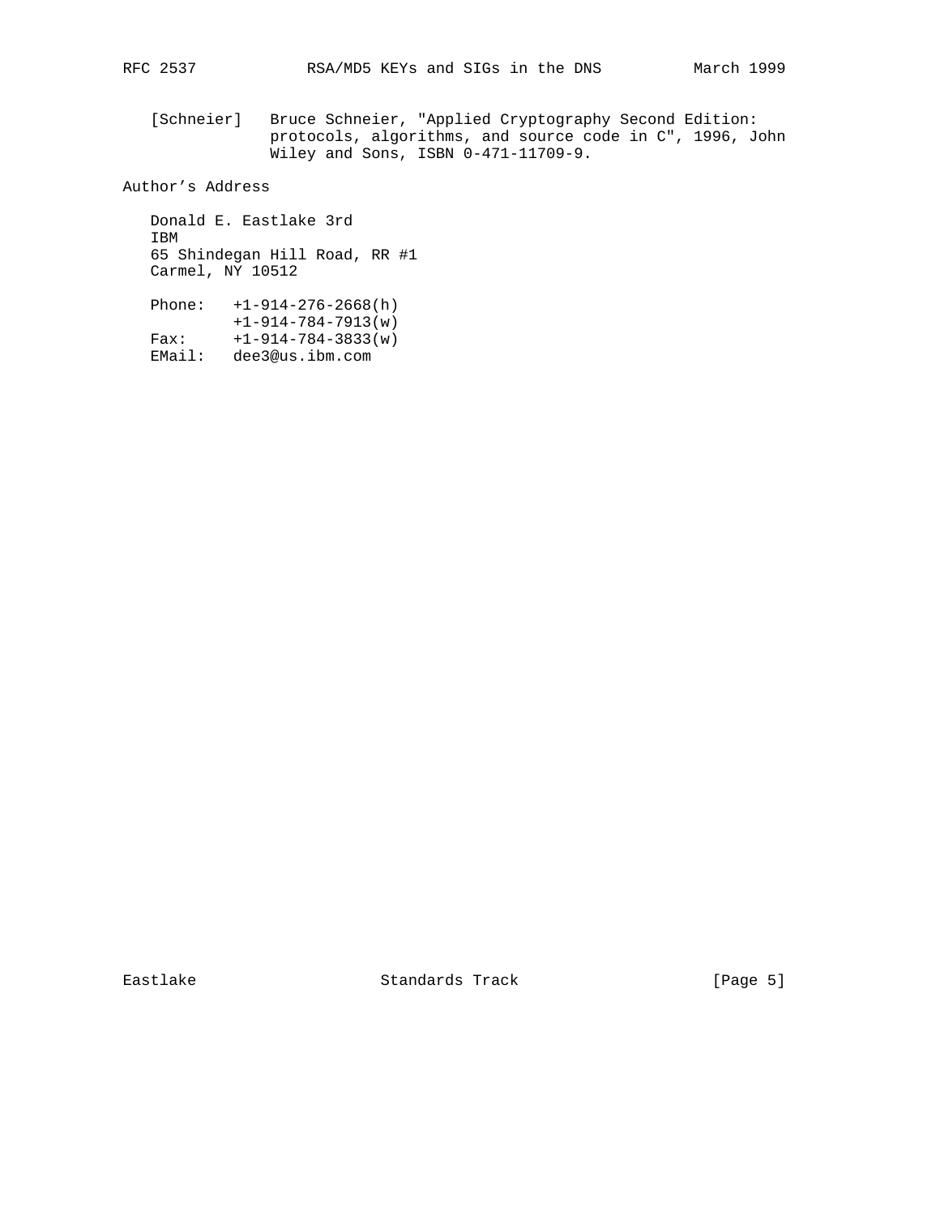[Schneier] Bruce Schneier, "Applied Cryptography Second Edition: protocols, algorithms, and source code in C", 1996, John Wiley and Sons, ISBN 0-471-11709-9.

## Author's Address

Donald E. Eastlake 3rd
IBM
65 Shindegan Hill Road, RR #1
Carmel, NY 10512

Phone: +1-914-276-2668(h)
+1-914-784-7913(w)
Fax: +1-914-784-3833(w)
EMail: dee3@us.ibm.com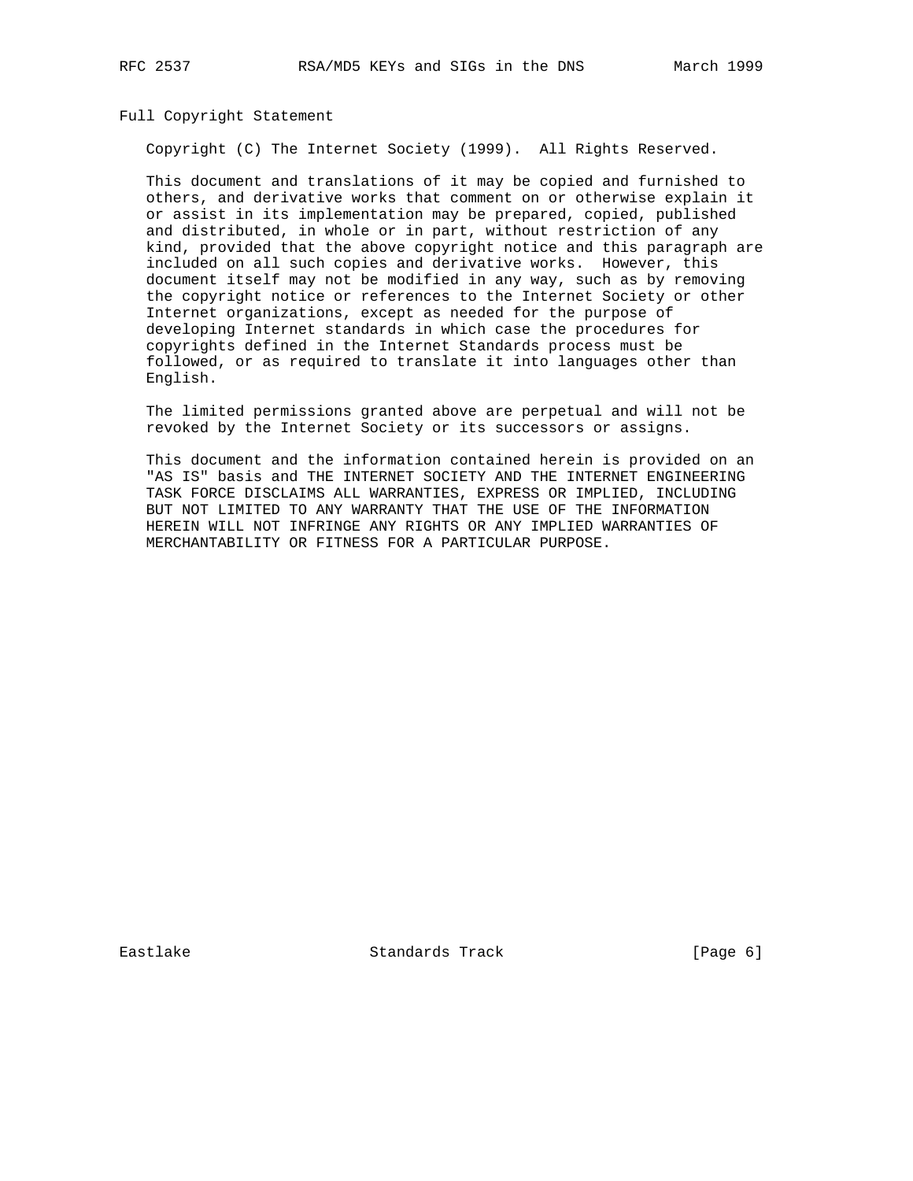## Full Copyright Statement

Copyright (C) The Internet Society (1999). All Rights Reserved.

This document and translations of it may be copied and furnished to others, and derivative works that comment on or otherwise explain it or assist in its implementation may be prepared, copied, published and distributed, in whole or in part, without restriction of any kind, provided that the above copyright notice and this paragraph are included on all such copies and derivative works. However, this document itself may not be modified in any way, such as by removing the copyright notice or references to the Internet Society or other Internet organizations, except as needed for the purpose of developing Internet standards in which case the procedures for copyrights defined in the Internet Standards process must be followed, or as required to translate it into languages other than English.

The limited permissions granted above are perpetual and will not be revoked by the Internet Society or its successors or assigns.

This document and the information contained herein is provided on an "AS IS" basis and THE INTERNET SOCIETY AND THE INTERNET ENGINEERING TASK FORCE DISCLAIMS ALL WARRANTIES, EXPRESS OR IMPLIED, INCLUDING BUT NOT LIMITED TO ANY WARRANTY THAT THE USE OF THE INFORMATION HEREIN WILL NOT INFRINGE ANY RIGHTS OR ANY IMPLIED WARRANTIES OF MERCHANTABILITY OR FITNESS FOR A PARTICULAR PURPOSE.